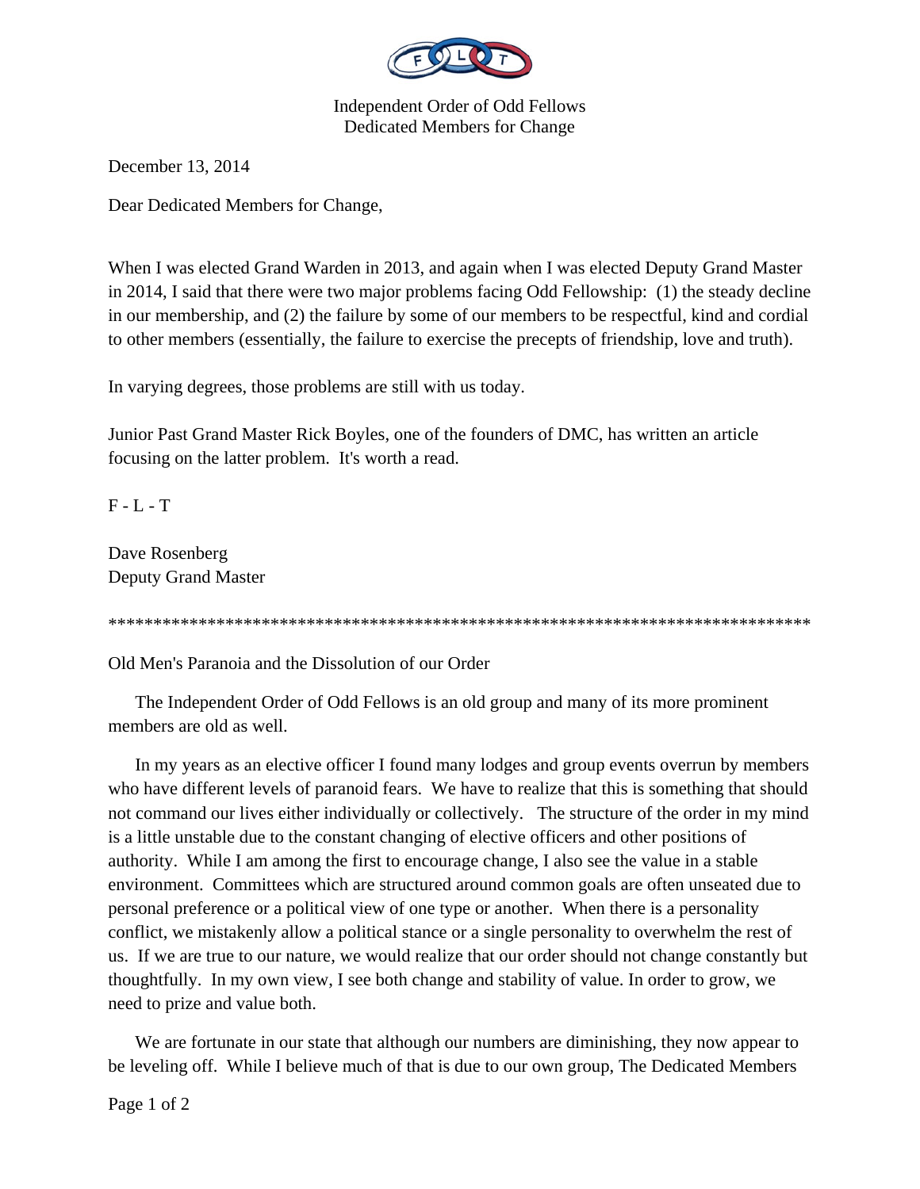Independent Order of Odd Fellows
Dedicated Members for Change

December 13, 2014

Dear Dedicated Members for Change,

When I was elected Grand Warden in 2013, and again when I was elected Deputy Grand Master in 2014, I said that there were two major problems facing Odd Fellowship: (1) the steady decline in our membership, and (2) the failure by some of our members to be respectful, kind and cordial to other members (essentially, the failure to exercise the precepts of friendship, love and truth).

In varying degrees, those problems are still with us today.

Junior Past Grand Master Rick Boyles, one of the founders of DMC, has written an article focusing on the latter problem. It's worth a read.

F - L - T

Dave Rosenberg
Deputy Grand Master

*******************************************************************************

Old Men's Paranoia and the Dissolution of our Order

The Independent Order of Odd Fellows is an old group and many of its more prominent members are old as well.

In my years as an elective officer I found many lodges and group events overrun by members who have different levels of paranoid fears. We have to realize that this is something that should not command our lives either individually or collectively. The structure of the order in my mind is a little unstable due to the constant changing of elective officers and other positions of authority. While I am among the first to encourage change, I also see the value in a stable environment. Committees which are structured around common goals are often unseated due to personal preference or a political view of one type or another. When there is a personality conflict, we mistakenly allow a political stance or a single personality to overwhelm the rest of us. If we are true to our nature, we would realize that our order should not change constantly but thoughtfully. In my own view, I see both change and stability of value. In order to grow, we need to prize and value both.

We are fortunate in our state that although our numbers are diminishing, they now appear to be leveling off. While I believe much of that is due to our own group, The Dedicated Members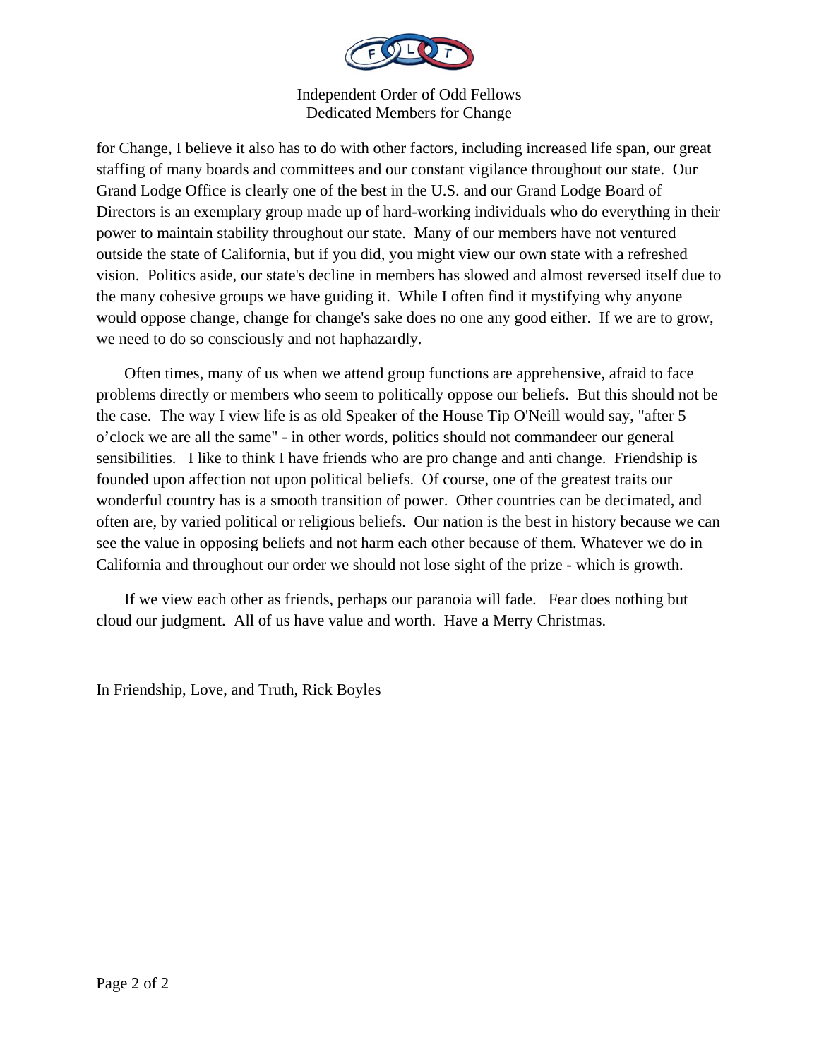for Change, I believe it also has to do with other factors, including increased life span, our great staffing of many boards and committees and our constant vigilance throughout our state. Our Grand Lodge Office is clearly one of the best in the U.S. and our Grand Lodge Board of Directors is an exemplary group made up of hard-working individuals who do everything in their power to maintain stability throughout our state. Many of our members have not ventured outside the state of California, but if you did, you might view our own state with a refreshed vision. Politics aside, our state's decline in members has slowed and almost reversed itself due to the many cohesive groups we have guiding it. While I often find it mystifying why anyone would oppose change, change for change's sake does no one any good either. If we are to grow, we need to do so consciously and not haphazardly.

Often times, many of us when we attend group functions are apprehensive, afraid to face problems directly or members who seem to politically oppose our beliefs. But this should not be the case. The way I view life is as old Speaker of the House Tip O'Neill would say, "after 5 o'clock we are all the same" - in other words, politics should not commandeer our general sensibilities. I like to think I have friends who are pro change and anti change. Friendship is founded upon affection not upon political beliefs. Of course, one of the greatest traits our wonderful country has is a smooth transition of power. Other countries can be decimated, and often are, by varied political or religious beliefs. Our nation is the best in history because we can see the value in opposing beliefs and not harm each other because of them. Whatever we do in California and throughout our order we should not lose sight of the prize - which is growth.

If we view each other as friends, perhaps our paranoia will fade. Fear does nothing but cloud our judgment. All of us have value and worth. Have a Merry Christmas.

In Friendship, Love, and Truth, Rick Boyles